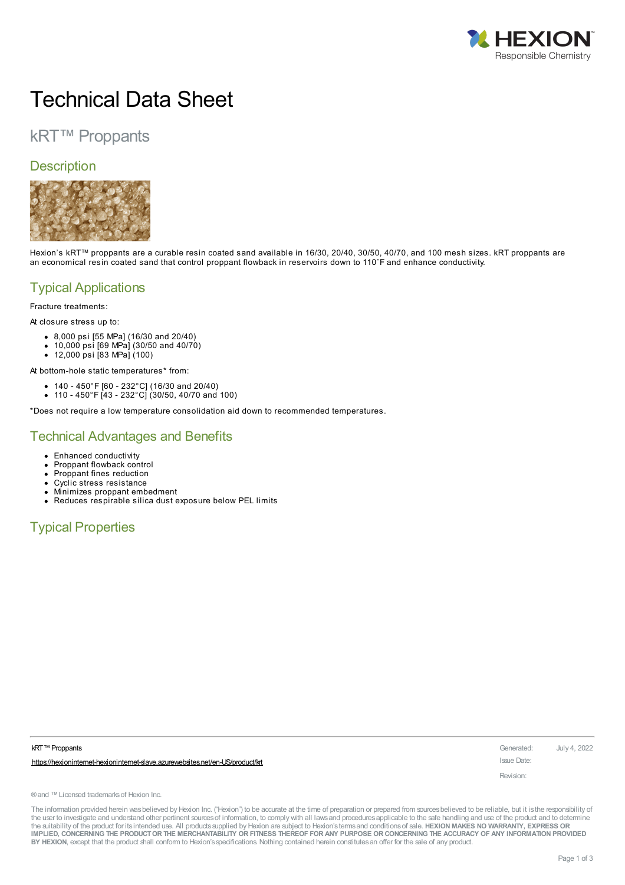# Technical Data Sheet

## kRT™ Proppants

### Description

Hexion's kRT™ proppants are a curable resin coated sand available in 16/30, 20/40, 30/50, 40/70, and 100 mesh sizes. kRT proppants are an economical resin coated sand that control proppant flowback in reservoirs down to 110˚F and enhance conductivity.

### Typical Applications

Fracture treatments:

At closure stress up to:

- 8,000 psi [55 MPa] (16/30 and 20/40)
- 10,000 psi [69 MPa] (30/50 and 40/70)
- 12,000 psi [83 MPa] (100)

At bottom-hole static temperatures* from:

- 140 - 450°F [60 - 232°C] (16/30 and 20/40)
- 110 - 450°F [43 - 232°C] (30/50, 40/70 and 100)

*Does not require a low temperature consolidation aid down to recommended temperatures.

### Technical Advantages and Benefits

- Enhanced conductivity
- Proppant flowback control
- Proppant fines reduction
- Cyclic stress resistance
- Minimizes proppant embedment
- Reduces respirable silica dust exposure below PEL limits

### Typical Properties

kRT™ Proppants

https://hexioninternet-hexioninternet-slave.azurewebsites.net/en-US/product/krt

Generated: July 4, 2022

Issue Date:

Revision:

® and ™ Licensed trademarks of Hexion Inc.

The information provided herein was believed by Hexion Inc. ("Hexion") to be accurate at the time of preparation or prepared from sources believed to be reliable, but it is the responsibility of the user to investigate and understand other pertinent sources of information, to comply with all laws and procedures applicable to the safe handling and use of the product and to determine the suitability of the product for its intended use. All products supplied by Hexion are subject to Hexion's terms and conditions of sale. **HEXION MAKES NO WARRANTY, EXPRESS OR IMPLIED, CONCERNING THE PRODUCT OR THE MERCHANTABILITY OR FITNESS THEREOF FOR ANY PURPOSE OR CONCERNING THE ACCURACY OF ANY INFORMATION PROVIDED BY HEXION**, except that the product shall conform to Hexion's specifications. Nothing contained herein constitutes an offer for the sale of any product.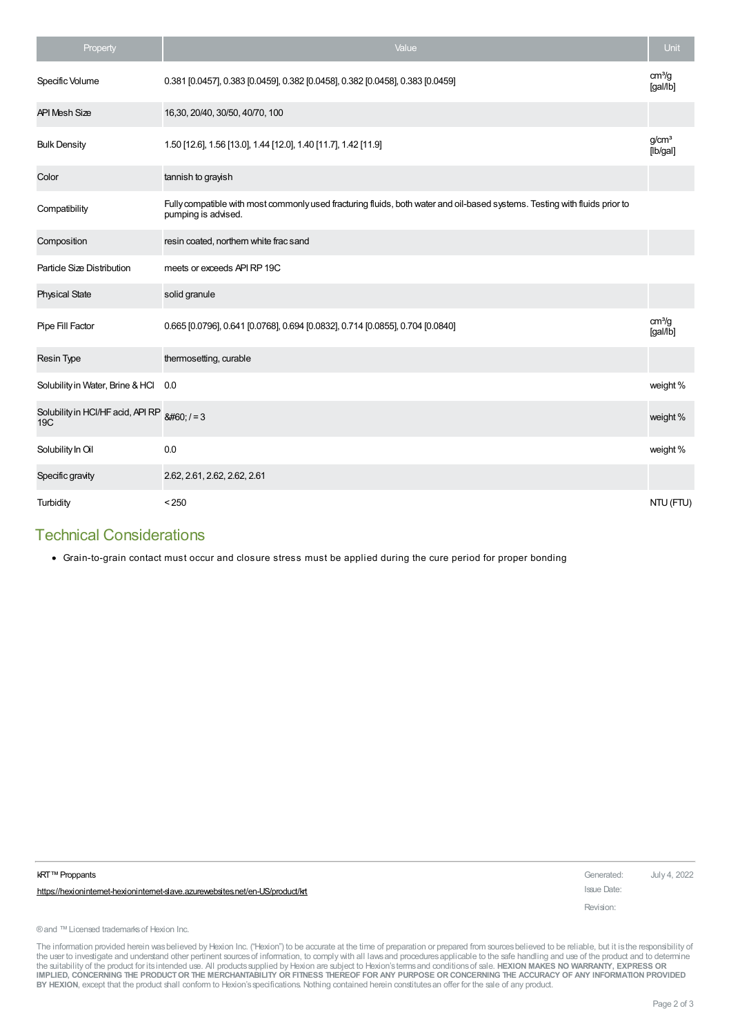| Property | Value | Unit |
| --- | --- | --- |
| Specific Volume | 0.381 [0.0457], 0.383 [0.0459], 0.382 [0.0458], 0.382 [0.0458], 0.383 [0.0459] | $cm^3/g$ [gal/lb] |
| API Mesh Size | 16,30, 20/40, 30/50, 40/70, 100 | |
| Bulk Density | 1.50 [12.6], 1.56 [13.0], 1.44 [12.0], 1.40 [11.7], 1.42 [11.9] | $g/cm^3$ [lb/gal] |
| Color | tannish to grayish | |
| Compatibility | Fully compatible with most commonly used fracturing fluids, both water and oil-based systems. Testing with fluids prior to pumping is advised. | |
| Composition | resin coated, northern white frac sand | |
| Particle Size Distribution | meets or exceeds API RP 19C | |
| Physical State | solid granule | |
| Pipe Fill Factor | 0.665 [0.0796], 0.641 [0.0768], 0.694 [0.0832], 0.714 [0.0855], 0.704 [0.0840] | $cm^3/g$ [gal/lb] |
| Resin Type | thermosetting, curable | |
| Solubility in Water, Brine & HCl | 0.0 | weight % |
| Solubility in HCl/HF acid, API RP 19C | &#60; / = 3 | weight % |
| Solubility In Oil | 0.0 | weight % |
| Specific gravity | 2.62, 2.61, 2.62, 2.62, 2.61 | |
| Turbidity | < 250 | NTU (FTU) |

## Technical Considerations

- Grain-to-grain contact must occur and closure stress must be applied during the cure period for proper bonding

kRT™ Proppants

https://hexioninternet-hexioninternet-slave.azurewebsites.net/en-US/product/krt

Generated: July 4, 2022

Issue Date:

Revision:

® and ™ Licensed trademarks of Hexion Inc.

The information provided herein was believed by Hexion Inc. ("Hexion") to be accurate at the time of preparation or prepared from sources believed to be reliable, but it is the responsibility of the user to investigate and understand other pertinent sources of information, to comply with all laws and procedures applicable to the safe handling and use of the product and to determine the suitability of the product for its intended use. All products supplied by Hexion are subject to Hexion's terms and conditions of sale. **HEXION MAKES NO WARRANTY, EXPRESS OR IMPLIED, CONCERNING THE PRODUCT OR THE MERCHANTABILITY OR FITNESS THEREOF FOR ANY PURPOSE OR CONCERNING THE ACCURACY OF ANY INFORMATION PROVIDED BY HEXION**, except that the product shall conform to Hexion's specifications. Nothing contained herein constitutes an offer for the sale of any product.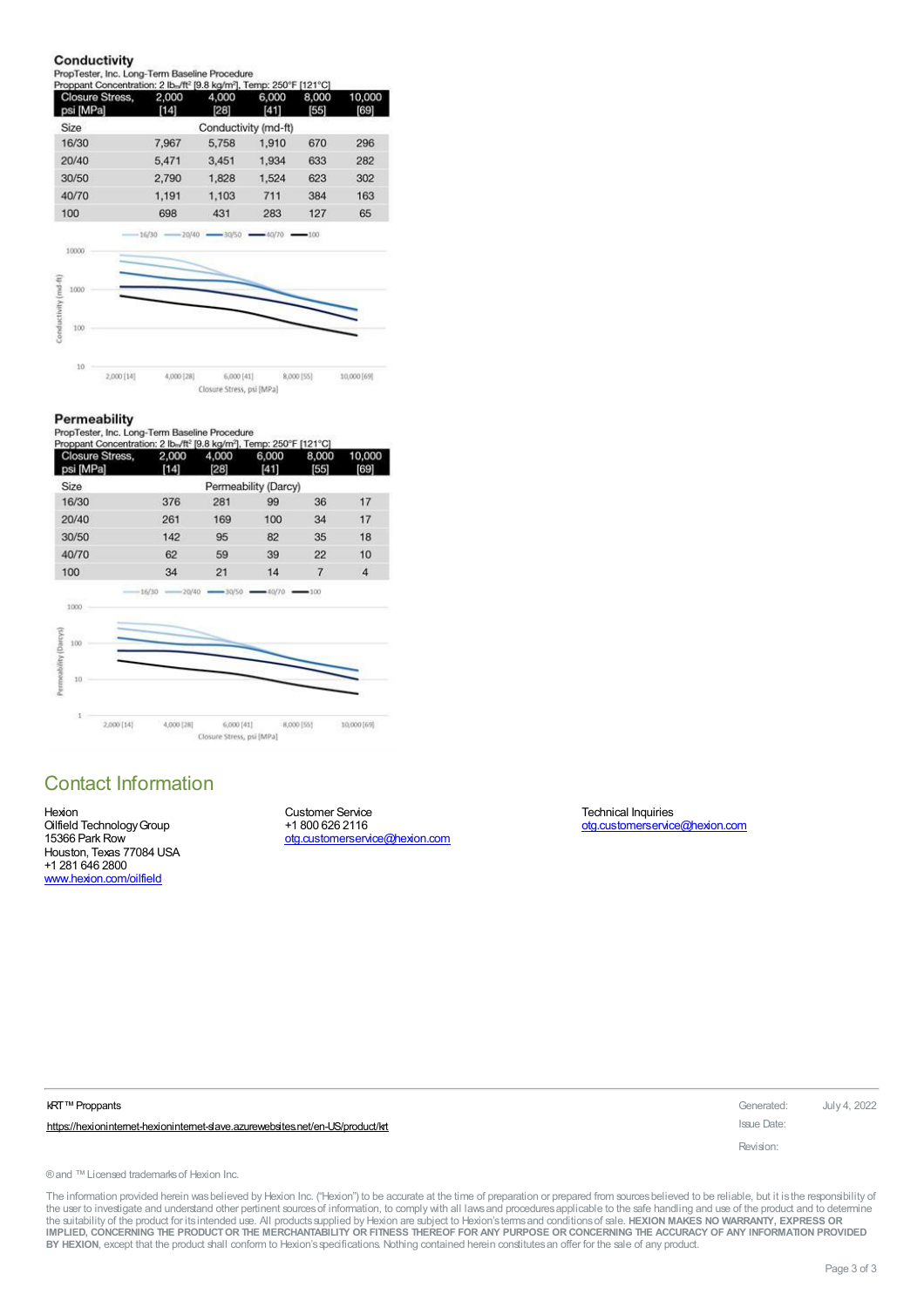## Conductivity

PropTester, Inc. Long-Term Baseline Procedure
Proppant Concentration: 2 lb$_m$/ft$^2$ [9.8 kg/m$^2$], Temp: 250°F [121°C]

| Closure Stress, psi [MPa] | 2,000 [14] | 4,000 [28] | 6,000 [41] | 8,000 [55] | 10,000 [69] |
|---|---|---|---|---|---|
| Size | Conductivity (md-ft) | | | | |
| 16/30 | 7,967 | 5,758 | 1,910 | 670 | 296 |
| 20/40 | 5,471 | 3,451 | 1,934 | 633 | 282 |
| 30/50 | 2,790 | 1,828 | 1,524 | 623 | 302 |
| 40/70 | 1,191 | 1,103 | 711 | 384 | 163 |
| 100 | 698 | 431 | 283 | 127 | 65 |

16/30 20/40 30/50 40/70 100

Conductivity (md-ft)

10000
1000
100
10

2,000 [14] 4,000 [28] 6,000 [41] 8,000 [55] 10,000 [69]

Closure Stress, psi [MPa]

## Permeability

PropTester, Inc. Long-Term Baseline Procedure
Proppant Concentration: 2 lb$_m$/ft$^2$ [9.8 kg/m$^2$], Temp: 250°F [121°C]

| Closure Stress, psi [MPa] | 2,000 [14] | 4,000 [28] | 6,000 [41] | 8,000 [55] | 10,000 [69] |
|---|---|---|---|---|---|
| Size | Permeability (Darcy) | | | | |
| 16/30 | 376 | 281 | 99 | 36 | 17 |
| 20/40 | 261 | 169 | 100 | 34 | 17 |
| 30/50 | 142 | 95 | 82 | 35 | 18 |
| 40/70 | 62 | 59 | 39 | 22 | 10 |
| 100 | 34 | 21 | 14 | 7 | 4 |

16/30 20/40 30/50 40/70 100

Permeability (Darcys)

1000
100
10
1

2,000 [14] 4,000 [28] 6,000 [41] 8,000 [55] 10,000 [69]

Closure Stress, psi [MPa]

## Contact Information

Hexion
Oilfield Technology Group
15366 Park Row
Houston, Texas 77084 USA
+1 281 646 2800
www.hexion.com/oilfield

Customer Service
+1 800 626 2116
otg.customerservice@hexion.com

Technical Inquiries
otg.customerservice@hexion.com

kRT™ Proppants
https://hexioninternet-hexioninternet-slave.azurewebsites.net/en-US/product/krt

Generated: July 4, 2022
Issue Date:
Revision:

® and ™ Licensed trademarks of Hexion Inc.

The information provided herein was believed by Hexion Inc. ("Hexion") to be accurate at the time of preparation or prepared from sources believed to be reliable, but it is the responsibility of the user to investigate and understand other pertinent sources of information, to comply with all laws and procedures applicable to the safe handling and use of the product and to determine the suitability of the product for its intended use. All products supplied by Hexion are subject to Hexion's terms and conditions of sale. **HEXION MAKES NO WARRANTY, EXPRESS OR IMPLIED, CONCERNING THE PRODUCT OR THE MERCHANTABILITY OR FITNESS THEREOF FOR ANY PURPOSE OR CONCERNING THE ACCURACY OF ANY INFORMATION PROVIDED BY HEXION**, except that the product shall conform to Hexion's specifications. Nothing contained herein constitutes an offer for the sale of any product.